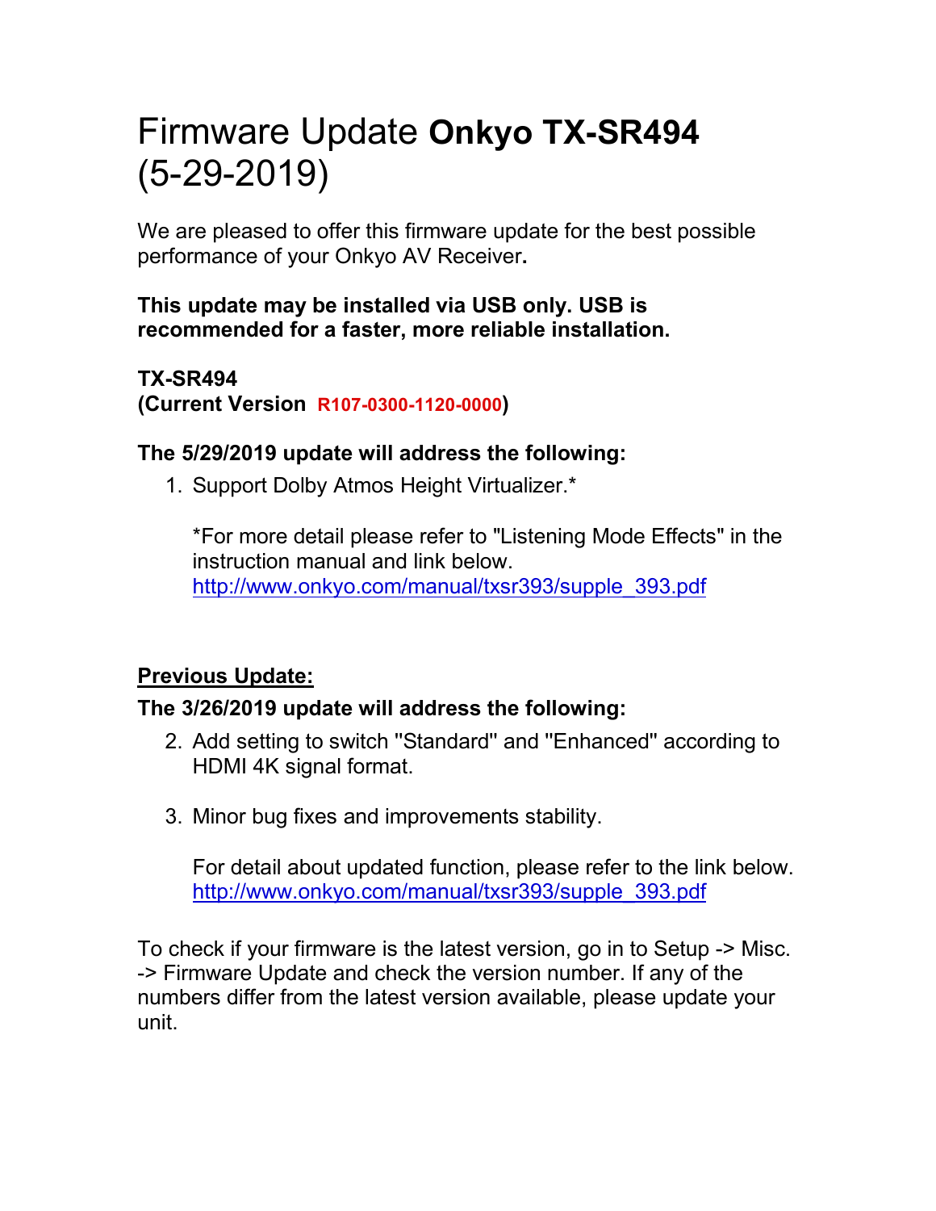# Firmware Update **Onkyo TX-SR494** (5-29-2019)

We are pleased to offer this firmware update for the best possible performance of your Onkyo AV Receiver**.**

**This update may be installed via USB only. USB is recommended for a faster, more reliable installation.**

**TX-SR494**
**(Current Version R107-0300-1120-0000)**

**The 5/29/2019 update will address the following:**

1. Support Dolby Atmos Height Virtualizer.*

   *For more detail please refer to "Listening Mode Effects" in the instruction manual and link below.
   http://www.onkyo.com/manual/txsr393/supple_393.pdf

**Previous Update:**

**The 3/26/2019 update will address the following:**

2. Add setting to switch "Standard" and "Enhanced" according to HDMI 4K signal format.

3. Minor bug fixes and improvements stability.

   For detail about updated function, please refer to the link below.
   http://www.onkyo.com/manual/txsr393/supple_393.pdf

To check if your firmware is the latest version, go in to Setup -> Misc. -> Firmware Update and check the version number. If any of the numbers differ from the latest version available, please update your unit.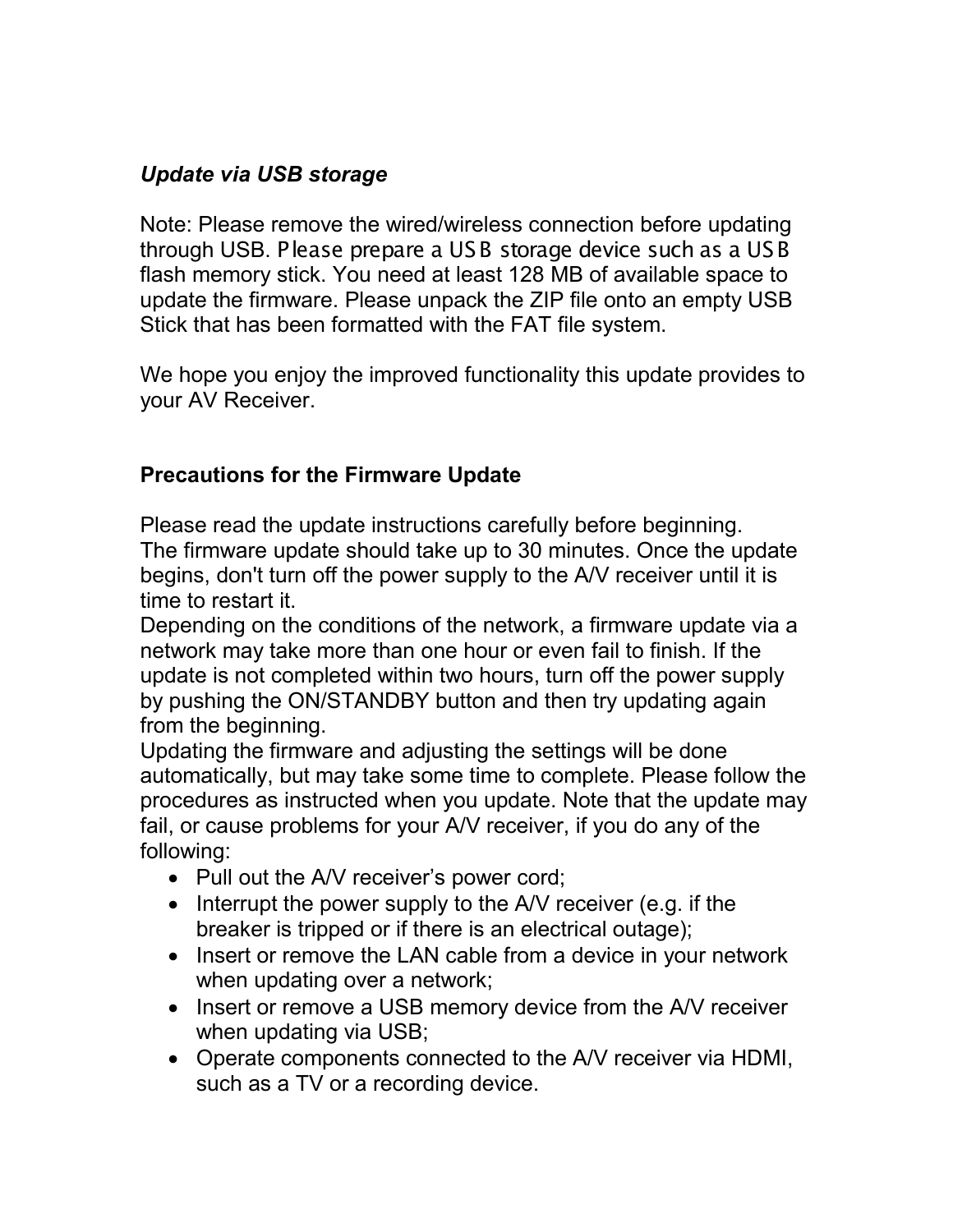*Update via USB storage*

Note: Please remove the wired/wireless connection before updating through USB. Please prepare a USB storage device such as a USB flash memory stick. You need at least 128 MB of available space to update the firmware. Please unpack the ZIP file onto an empty USB Stick that has been formatted with the FAT file system.

We hope you enjoy the improved functionality this update provides to your AV Receiver.

**Precautions for the Firmware Update**

Please read the update instructions carefully before beginning.
The firmware update should take up to 30 minutes. Once the update begins, don't turn off the power supply to the A/V receiver until it is time to restart it.
Depending on the conditions of the network, a firmware update via a network may take more than one hour or even fail to finish. If the update is not completed within two hours, turn off the power supply by pushing the ON/STANDBY button and then try updating again from the beginning.
Updating the firmware and adjusting the settings will be done automatically, but may take some time to complete. Please follow the procedures as instructed when you update. Note that the update may fail, or cause problems for your A/V receiver, if you do any of the following:

- Pull out the A/V receiver's power cord;
- Interrupt the power supply to the A/V receiver (e.g. if the breaker is tripped or if there is an electrical outage);
- Insert or remove the LAN cable from a device in your network when updating over a network;
- Insert or remove a USB memory device from the A/V receiver when updating via USB;
- Operate components connected to the A/V receiver via HDMI, such as a TV or a recording device.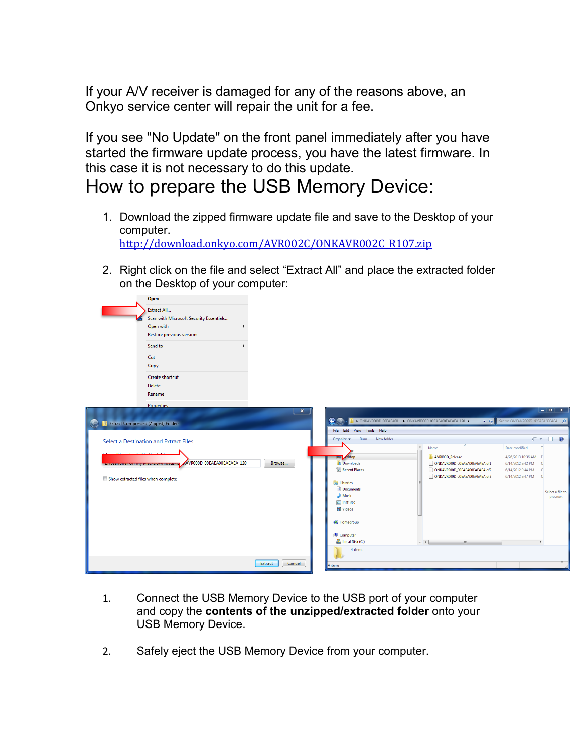If your A/V receiver is damaged for any of the reasons above, an Onkyo service center will repair the unit for a fee.

If you see "No Update" on the front panel immediately after you have started the firmware update process, you have the latest firmware. In this case it is not necessary to do this update.

# How to prepare the USB Memory Device:

1. Download the zipped firmware update file and save to the Desktop of your computer.
   http://download.onkyo.com/AVR002C/ONKAVR002C_R107.zip

2. Right click on the file and select "Extract All" and place the extracted folder on the Desktop of your computer:

1. Connect the USB Memory Device to the USB port of your computer and copy the **contents of the unzipped/extracted folder** onto your USB Memory Device.

2. Safely eject the USB Memory Device from your computer.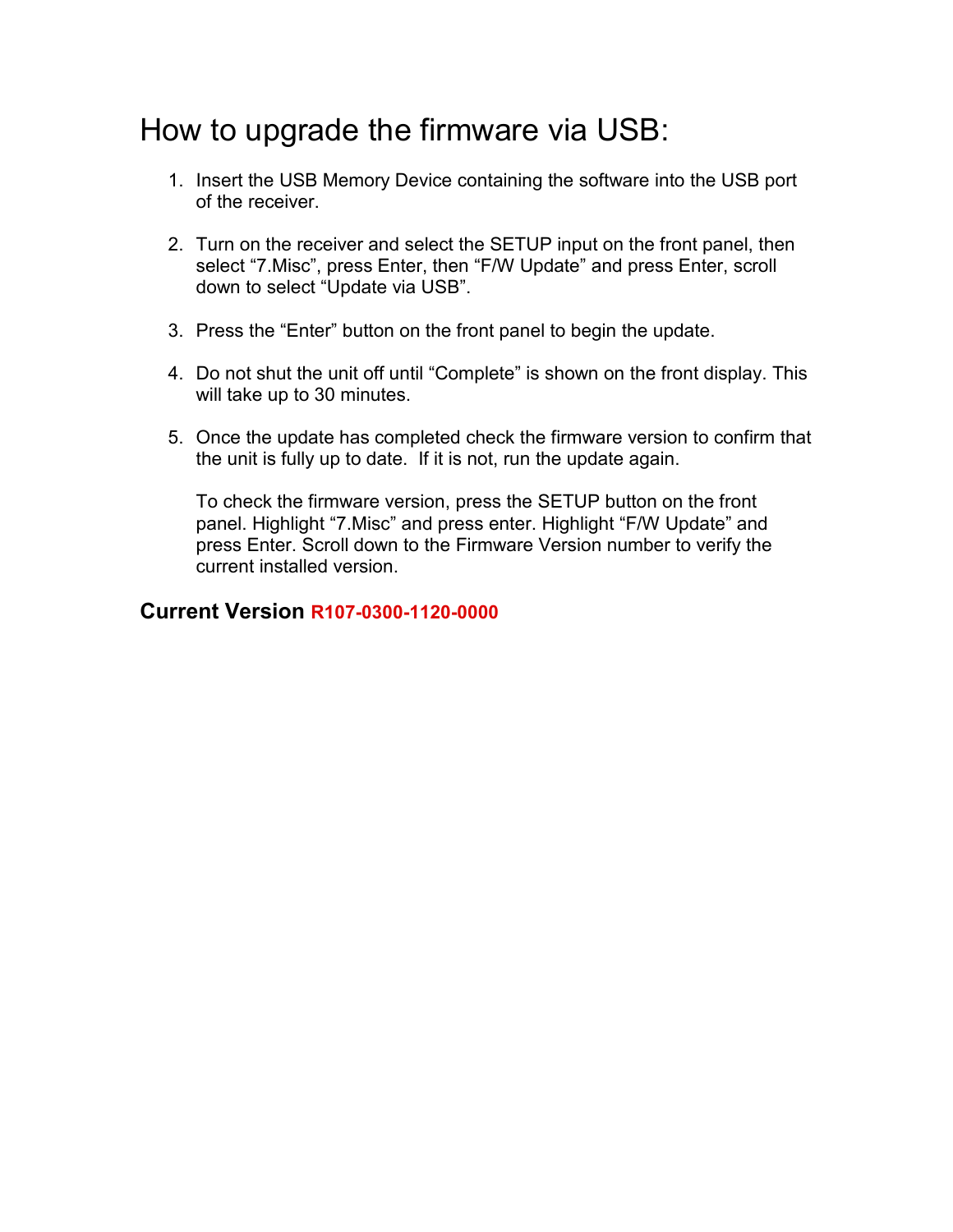# How to upgrade the firmware via USB:

1. Insert the USB Memory Device containing the software into the USB port of the receiver.

2. Turn on the receiver and select the SETUP input on the front panel, then select “7.Misc”, press Enter, then “F/W Update” and press Enter, scroll down to select “Update via USB”.

3. Press the “Enter” button on the front panel to begin the update.

4. Do not shut the unit off until “Complete” is shown on the front display. This will take up to 30 minutes.

5. Once the update has completed check the firmware version to confirm that the unit is fully up to date. If it is not, run the update again.

   To check the firmware version, press the SETUP button on the front panel. Highlight “7.Misc” and press enter. Highlight “F/W Update” and press Enter. Scroll down to the Firmware Version number to verify the current installed version.

**Current Version R107-0300-1120-0000**